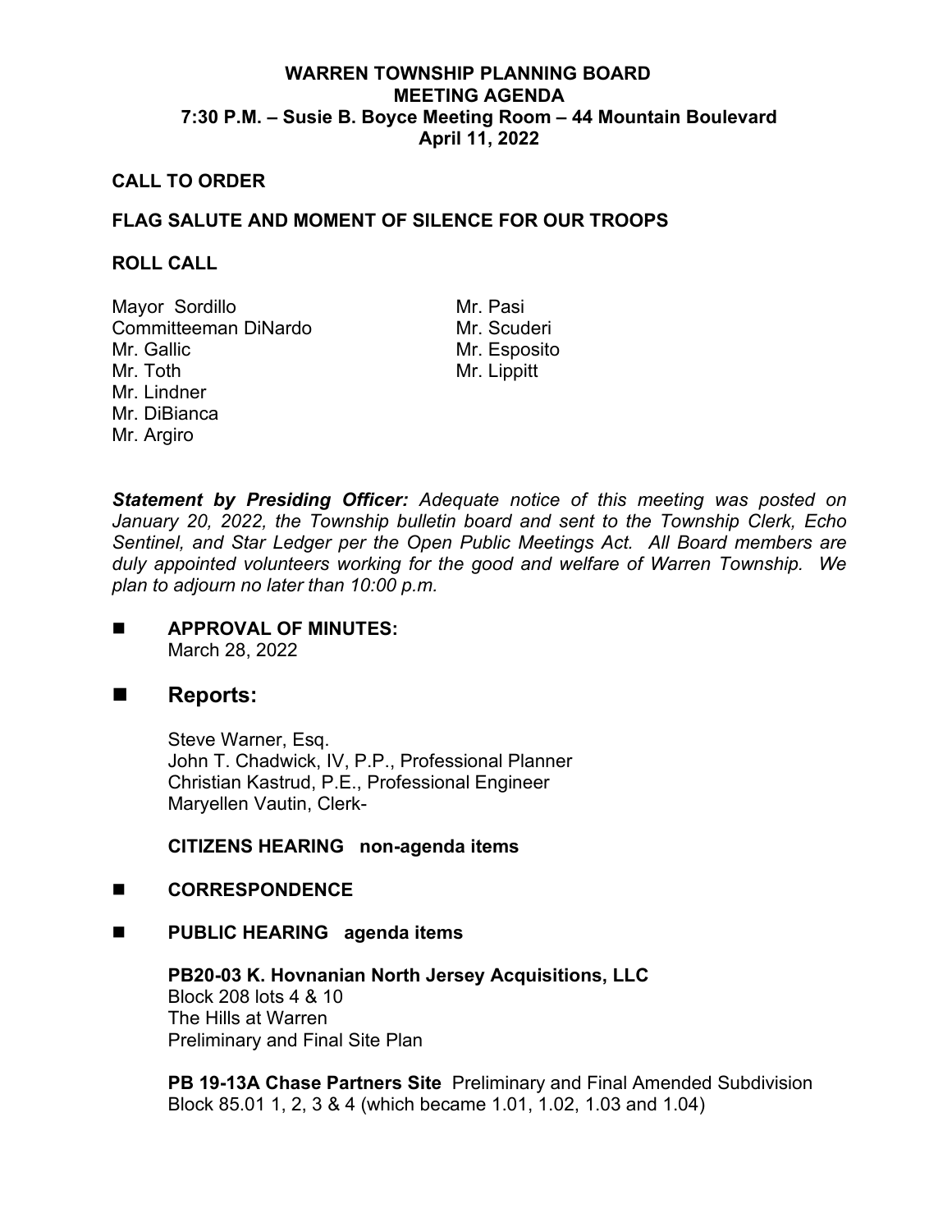# WARREN TOWNSHIP PLANNING BOARD
## MEETING AGENDA
### 7:30 P.M. – Susie B. Boyce Meeting Room – 44 Mountain Boulevard
### April 11, 2022

**CALL TO ORDER**

**FLAG SALUTE AND MOMENT OF SILENCE FOR OUR TROOPS**

**ROLL CALL**

Mayor Sordillo
Committeeman DiNardo
Mr. Gallic
Mr. Toth
Mr. Lindner
Mr. DiBianca
Mr. Argiro
Mr. Pasi
Mr. Scuderi
Mr. Esposito
Mr. Lippitt

***Statement by Presiding Officer:*** *Adequate notice of this meeting was posted on January 20, 2022, the Township bulletin board and sent to the Township Clerk, Echo Sentinel, and Star Ledger per the Open Public Meetings Act. All Board members are duly appointed volunteers working for the good and welfare of Warren Township. We plan to adjourn no later than 10:00 p.m.*

- **APPROVAL OF MINUTES:**
  March 28, 2022

- **Reports:**

  Steve Warner, Esq.
  John T. Chadwick, IV, P.P., Professional Planner
  Christian Kastrud, P.E., Professional Engineer
  Maryellen Vautin, Clerk-

  **CITIZENS HEARING non-agenda items**

- **CORRESPONDENCE**

- **PUBLIC HEARING agenda items**

  **PB20-03 K. Hovnanian North Jersey Acquisitions, LLC**
  Block 208 lots 4 & 10
  The Hills at Warren
  Preliminary and Final Site Plan

  **PB 19-13A Chase Partners Site** Preliminary and Final Amended Subdivision
  Block 85.01 1, 2, 3 & 4 (which became 1.01, 1.02, 1.03 and 1.04)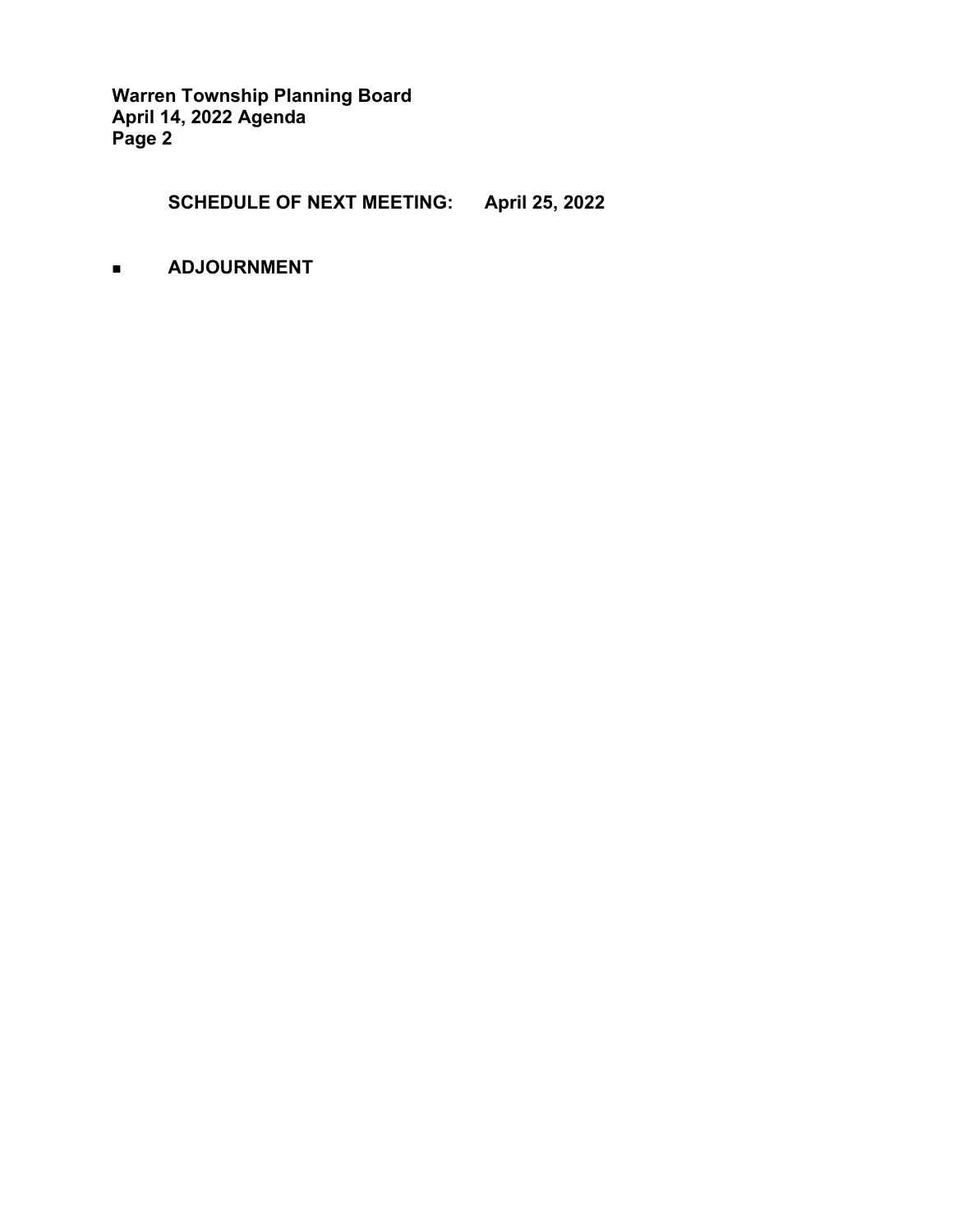**SCHEDULE OF NEXT MEETING: April 25, 2022**

- **ADJOURNMENT**